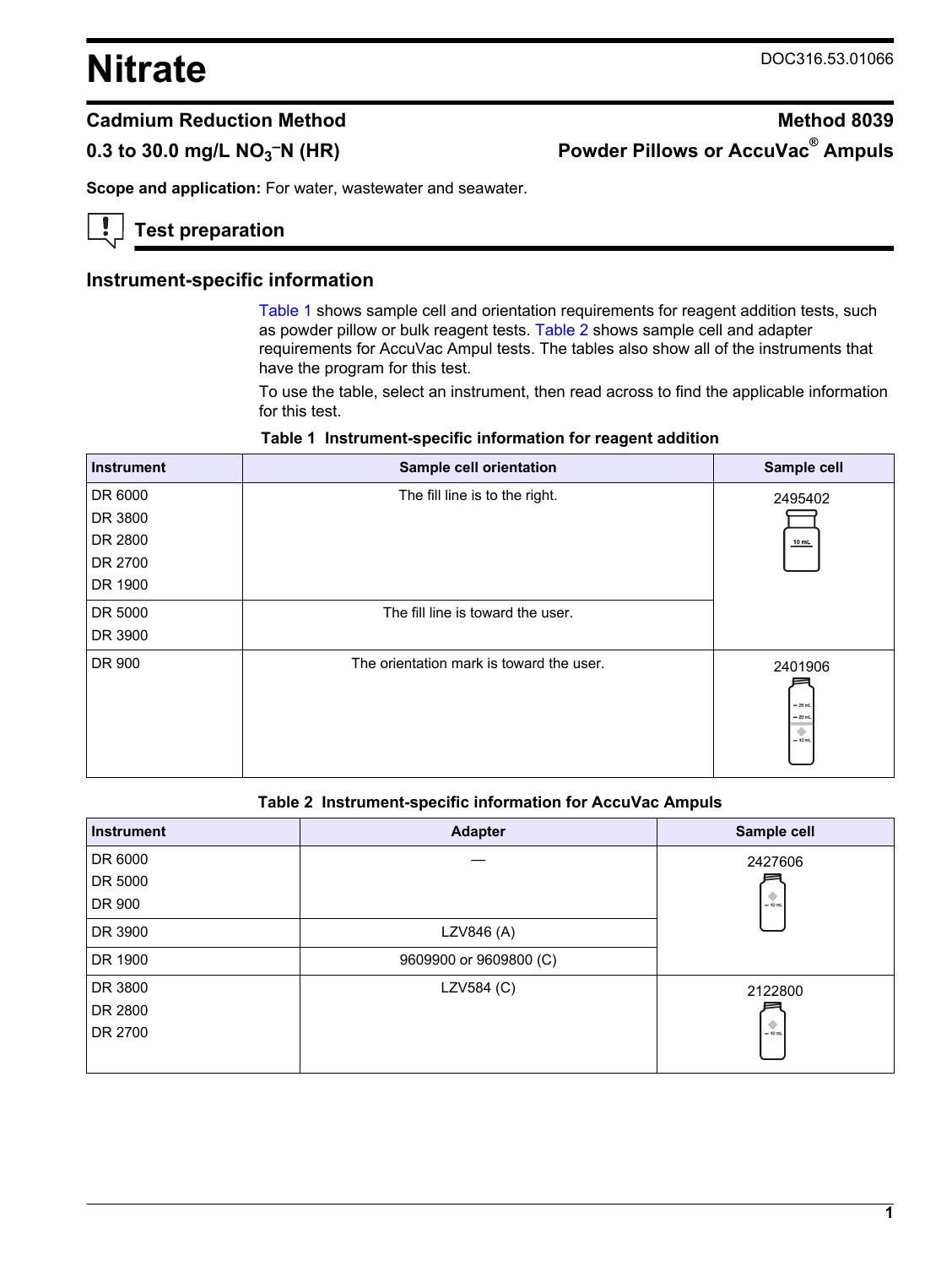# Nitrate

DOC316.53.01066

## Cadmium Reduction Method

## Method 8039

## 0.3 to 30.0 mg/L $NO_3^-$–N (HR)

## Powder Pillows or AccuVac® Ampuls

**Scope and application:** For water, wastewater and seawater.

## Test preparation

### Instrument-specific information

Table 1 shows sample cell and orientation requirements for reagent addition tests, such as powder pillow or bulk reagent tests. Table 2 shows sample cell and adapter requirements for AccuVac Ampul tests. The tables also show all of the instruments that have the program for this test.

To use the table, select an instrument, then read across to find the applicable information for this test.

**Table 1 Instrument-specific information for reagent addition**

| Instrument | Sample cell orientation | Sample cell |
| --- | --- | --- |
| DR 6000<br>DR 3800<br>DR 2800<br>DR 2700<br>DR 1900 | The fill line is to the right. | 2495402 |
| DR 5000<br>DR 3900 | The fill line is toward the user. | |
| DR 900 | The orientation mark is toward the user. | 2401906 |

**Table 2 Instrument-specific information for AccuVac Ampuls**

| Instrument | Adapter | Sample cell |
| --- | --- | --- |
| DR 6000<br>DR 5000<br>DR 900 | — | 2427606 |
| DR 3900 | LZV846 (A) | |
| DR 1900 | 9609900 or 9609800 (C) | |
| DR 3800<br>DR 2800<br>DR 2700 | LZV584 (C) | 2122800 |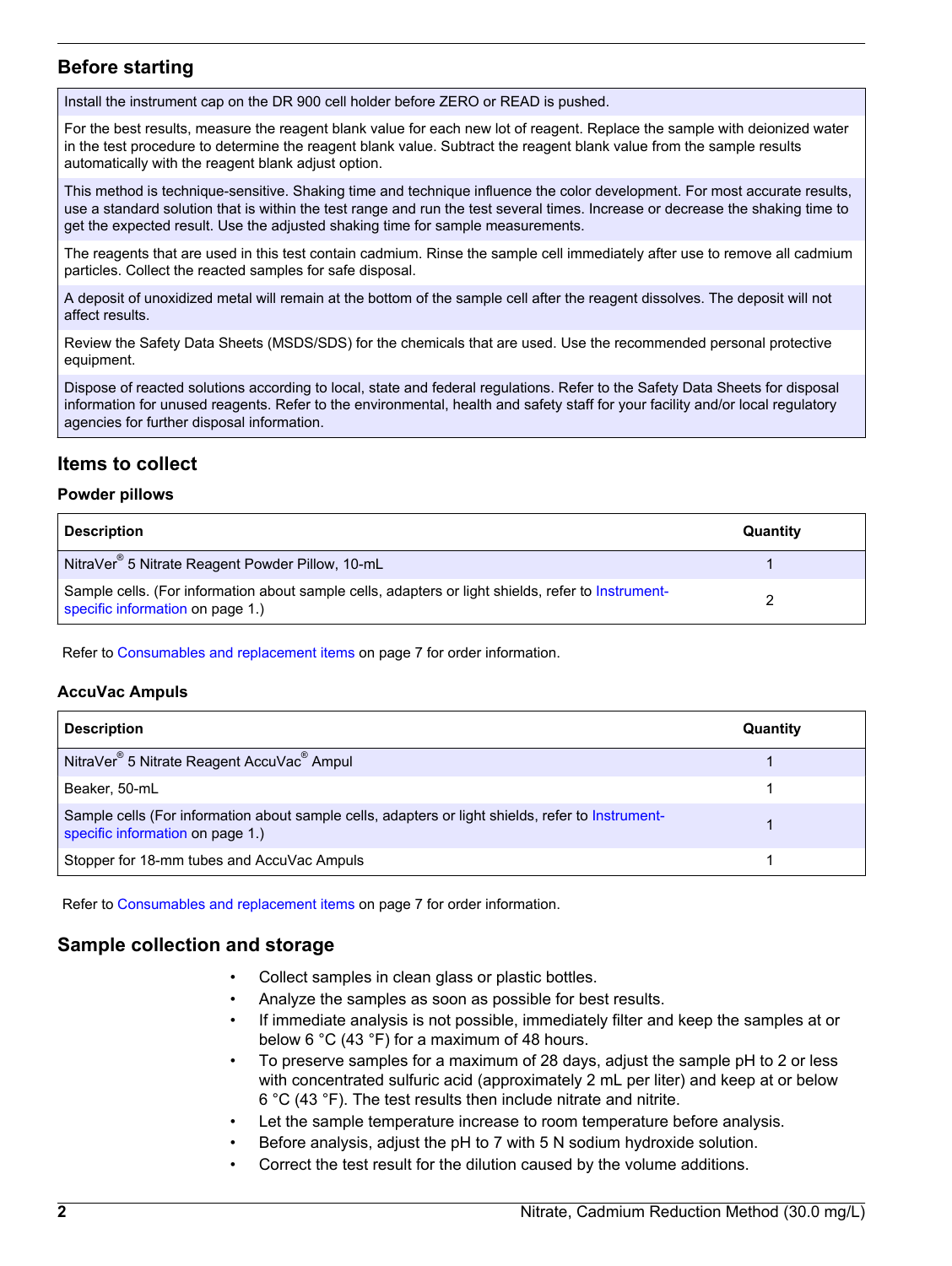## Before starting

Install the instrument cap on the DR 900 cell holder before ZERO or READ is pushed.

For the best results, measure the reagent blank value for each new lot of reagent. Replace the sample with deionized water in the test procedure to determine the reagent blank value. Subtract the reagent blank value from the sample results automatically with the reagent blank adjust option.

This method is technique-sensitive. Shaking time and technique influence the color development. For most accurate results, use a standard solution that is within the test range and run the test several times. Increase or decrease the shaking time to get the expected result. Use the adjusted shaking time for sample measurements.

The reagents that are used in this test contain cadmium. Rinse the sample cell immediately after use to remove all cadmium particles. Collect the reacted samples for safe disposal.

A deposit of unoxidized metal will remain at the bottom of the sample cell after the reagent dissolves. The deposit will not affect results.

Review the Safety Data Sheets (MSDS/SDS) for the chemicals that are used. Use the recommended personal protective equipment.

Dispose of reacted solutions according to local, state and federal regulations. Refer to the Safety Data Sheets for disposal information for unused reagents. Refer to the environmental, health and safety staff for your facility and/or local regulatory agencies for further disposal information.

## Items to collect

### Powder pillows

| Description | Quantity |
|---|---|
| NitraVer® 5 Nitrate Reagent Powder Pillow, 10-mL | 1 |
| Sample cells. (For information about sample cells, adapters or light shields, refer to Instrument-specific information on page 1.) | 2 |

Refer to Consumables and replacement items on page 7 for order information.

### AccuVac Ampuls

| Description | Quantity |
|---|---|
| NitraVer® 5 Nitrate Reagent AccuVac® Ampul | 1 |
| Beaker, 50-mL | 1 |
| Sample cells (For information about sample cells, adapters or light shields, refer to Instrument-specific information on page 1.) | 1 |
| Stopper for 18-mm tubes and AccuVac Ampuls | 1 |

Refer to Consumables and replacement items on page 7 for order information.

## Sample collection and storage

- Collect samples in clean glass or plastic bottles.
- Analyze the samples as soon as possible for best results.
- If immediate analysis is not possible, immediately filter and keep the samples at or below 6 °C (43 °F) for a maximum of 48 hours.
- To preserve samples for a maximum of 28 days, adjust the sample pH to 2 or less with concentrated sulfuric acid (approximately 2 mL per liter) and keep at or below 6 °C (43 °F). The test results then include nitrate and nitrite.
- Let the sample temperature increase to room temperature before analysis.
- Before analysis, adjust the pH to 7 with 5 N sodium hydroxide solution.
- Correct the test result for the dilution caused by the volume additions.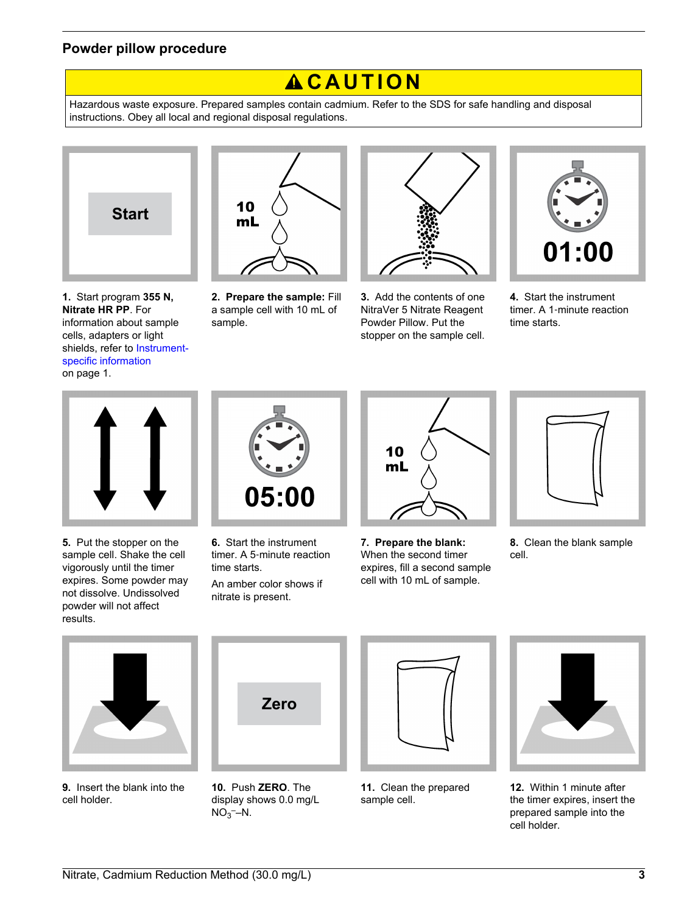## Powder pillow procedure

**⚠ CAUTION**

Hazardous waste exposure. Prepared samples contain cadmium. Refer to the SDS for safe handling and disposal instructions. Obey all local and regional disposal regulations.

1. Start program **355 N, Nitrate HR PP**. For information about sample cells, adapters or light shields, refer to Instrument-specific information on page 1.

2. **Prepare the sample:** Fill a sample cell with 10 mL of sample.

3. Add the contents of one NitraVer 5 Nitrate Reagent Powder Pillow. Put the stopper on the sample cell.

4. Start the instrument timer. A 1-minute reaction time starts.

5. Put the stopper on the sample cell. Shake the cell vigorously until the timer expires. Some powder may not dissolve. Undissolved powder will not affect results.

6. Start the instrument timer. A 5-minute reaction time starts.

   An amber color shows if nitrate is present.

7. **Prepare the blank:** When the second timer expires, fill a second sample cell with 10 mL of sample.

8. Clean the blank sample cell.

9. Insert the blank into the cell holder.

10. Push **ZERO**. The display shows 0.0 mg/L $NO_3^-$–N.

11. Clean the prepared sample cell.

12. Within 1 minute after the timer expires, insert the prepared sample into the cell holder.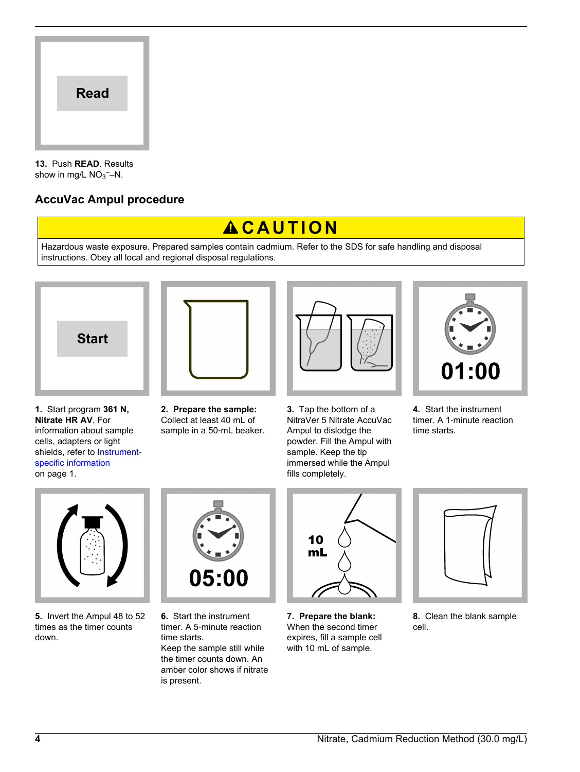13. Push **READ**. Results show in mg/L $NO_3^-$–N.

## AccuVac Ampul procedure

**⚠ CAUTION**

Hazardous waste exposure. Prepared samples contain cadmium. Refer to the SDS for safe handling and disposal instructions. Obey all local and regional disposal regulations.

1. Start program **361 N, Nitrate HR AV**. For information about sample cells, adapters or light shields, refer to Instrument-specific information on page 1.

2. **Prepare the sample:** Collect at least 40 mL of sample in a 50-mL beaker.

3. Tap the bottom of a NitraVer 5 Nitrate AccuVac Ampul to dislodge the powder. Fill the Ampul with sample. Keep the tip immersed while the Ampul fills completely.

4. Start the instrument timer. A 1-minute reaction time starts.

5. Invert the Ampul 48 to 52 times as the timer counts down.

6. Start the instrument timer. A 5-minute reaction time starts. Keep the sample still while the timer counts down. An amber color shows if nitrate is present.

7. **Prepare the blank:** When the second timer expires, fill a sample cell with 10 mL of sample.

8. Clean the blank sample cell.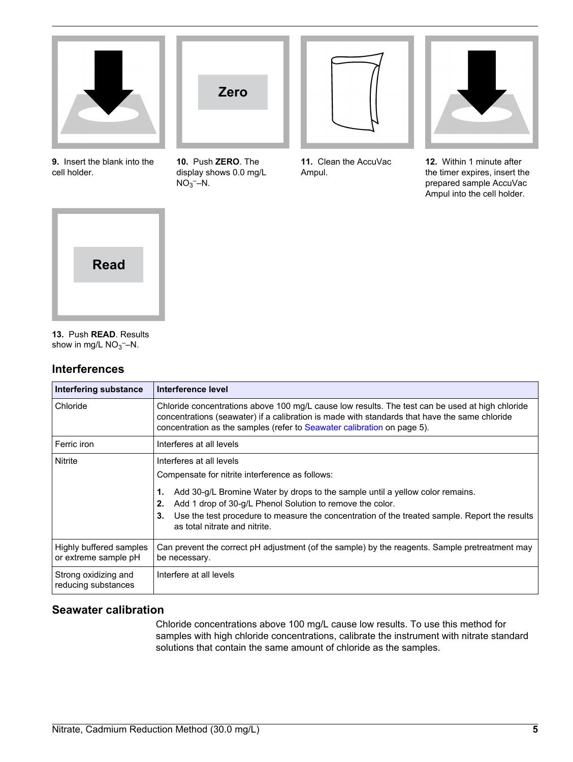9. Insert the blank into the cell holder.

10. Push **ZERO**. The display shows 0.0 mg/L $NO_3^-$–N.

11. Clean the AccuVac Ampul.

12. Within 1 minute after the timer expires, insert the prepared sample AccuVac Ampul into the cell holder.

13. Push **READ**. Results show in mg/L $NO_3^-$–N.

## Interferences

| Interfering substance | Interference level |
| --- | --- |
| Chloride | Chloride concentrations above 100 mg/L cause low results. The test can be used at high chloride concentrations (seawater) if a calibration is made with standards that have the same chloride concentration as the samples (refer to Seawater calibration on page 5). |
| Ferric iron | Interferes at all levels |
| Nitrite | Interferes at all levels<br>Compensate for nitrite interference as follows:<br>1. Add 30-g/L Bromine Water by drops to the sample until a yellow color remains.<br>2. Add 1 drop of 30-g/L Phenol Solution to remove the color.<br>3. Use the test procedure to measure the concentration of the treated sample. Report the results as total nitrate and nitrite. |
| Highly buffered samples or extreme sample pH | Can prevent the correct pH adjustment (of the sample) by the reagents. Sample pretreatment may be necessary. |
| Strong oxidizing and reducing substances | Interfere at all levels |

## Seawater calibration

Chloride concentrations above 100 mg/L cause low results. To use this method for samples with high chloride concentrations, calibrate the instrument with nitrate standard solutions that contain the same amount of chloride as the samples.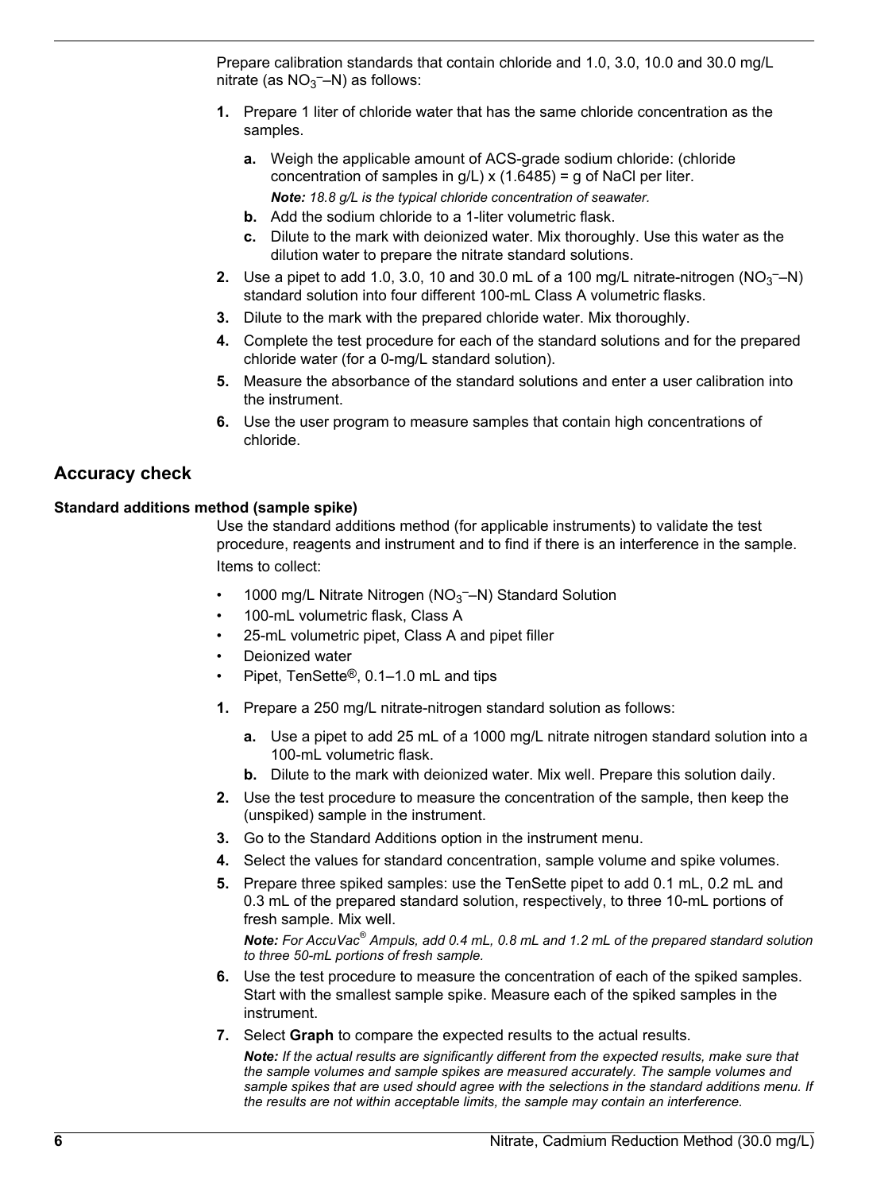Prepare calibration standards that contain chloride and 1.0, 3.0, 10.0 and 30.0 mg/L nitrate (as $NO_3^-$–N) as follows:

1. Prepare 1 liter of chloride water that has the same chloride concentration as the samples.
   a. Weigh the applicable amount of ACS-grade sodium chloride: (chloride concentration of samples in g/L) x (1.6485) = g of NaCl per liter.
      ***Note:*** *18.8 g/L is the typical chloride concentration of seawater.*
   b. Add the sodium chloride to a 1-liter volumetric flask.
   c. Dilute to the mark with deionized water. Mix thoroughly. Use this water as the dilution water to prepare the nitrate standard solutions.
2. Use a pipet to add 1.0, 3.0, 10 and 30.0 mL of a 100 mg/L nitrate-nitrogen ($NO_3^-$–N) standard solution into four different 100-mL Class A volumetric flasks.
3. Dilute to the mark with the prepared chloride water. Mix thoroughly.
4. Complete the test procedure for each of the standard solutions and for the prepared chloride water (for a 0-mg/L standard solution).
5. Measure the absorbance of the standard solutions and enter a user calibration into the instrument.
6. Use the user program to measure samples that contain high concentrations of chloride.

## Accuracy check

### Standard additions method (sample spike)

Use the standard additions method (for applicable instruments) to validate the test procedure, reagents and instrument and to find if there is an interference in the sample.

Items to collect:

- 1000 mg/L Nitrate Nitrogen ($NO_3^-$–N) Standard Solution
- 100-mL volumetric flask, Class A
- 25-mL volumetric pipet, Class A and pipet filler
- Deionized water
- Pipet, TenSette®, 0.1–1.0 mL and tips

1. Prepare a 250 mg/L nitrate-nitrogen standard solution as follows:
   a. Use a pipet to add 25 mL of a 1000 mg/L nitrate nitrogen standard solution into a 100-mL volumetric flask.
   b. Dilute to the mark with deionized water. Mix well. Prepare this solution daily.
2. Use the test procedure to measure the concentration of the sample, then keep the (unspiked) sample in the instrument.
3. Go to the Standard Additions option in the instrument menu.
4. Select the values for standard concentration, sample volume and spike volumes.
5. Prepare three spiked samples: use the TenSette pipet to add 0.1 mL, 0.2 mL and 0.3 mL of the prepared standard solution, respectively, to three 10-mL portions of fresh sample. Mix well.
   ***Note:*** *For AccuVac® Ampuls, add 0.4 mL, 0.8 mL and 1.2 mL of the prepared standard solution to three 50-mL portions of fresh sample.*
6. Use the test procedure to measure the concentration of each of the spiked samples. Start with the smallest sample spike. Measure each of the spiked samples in the instrument.
7. Select **Graph** to compare the expected results to the actual results.
   ***Note:*** *If the actual results are significantly different from the expected results, make sure that the sample volumes and sample spikes are measured accurately. The sample volumes and sample spikes that are used should agree with the selections in the standard additions menu. If the results are not within acceptable limits, the sample may contain an interference.*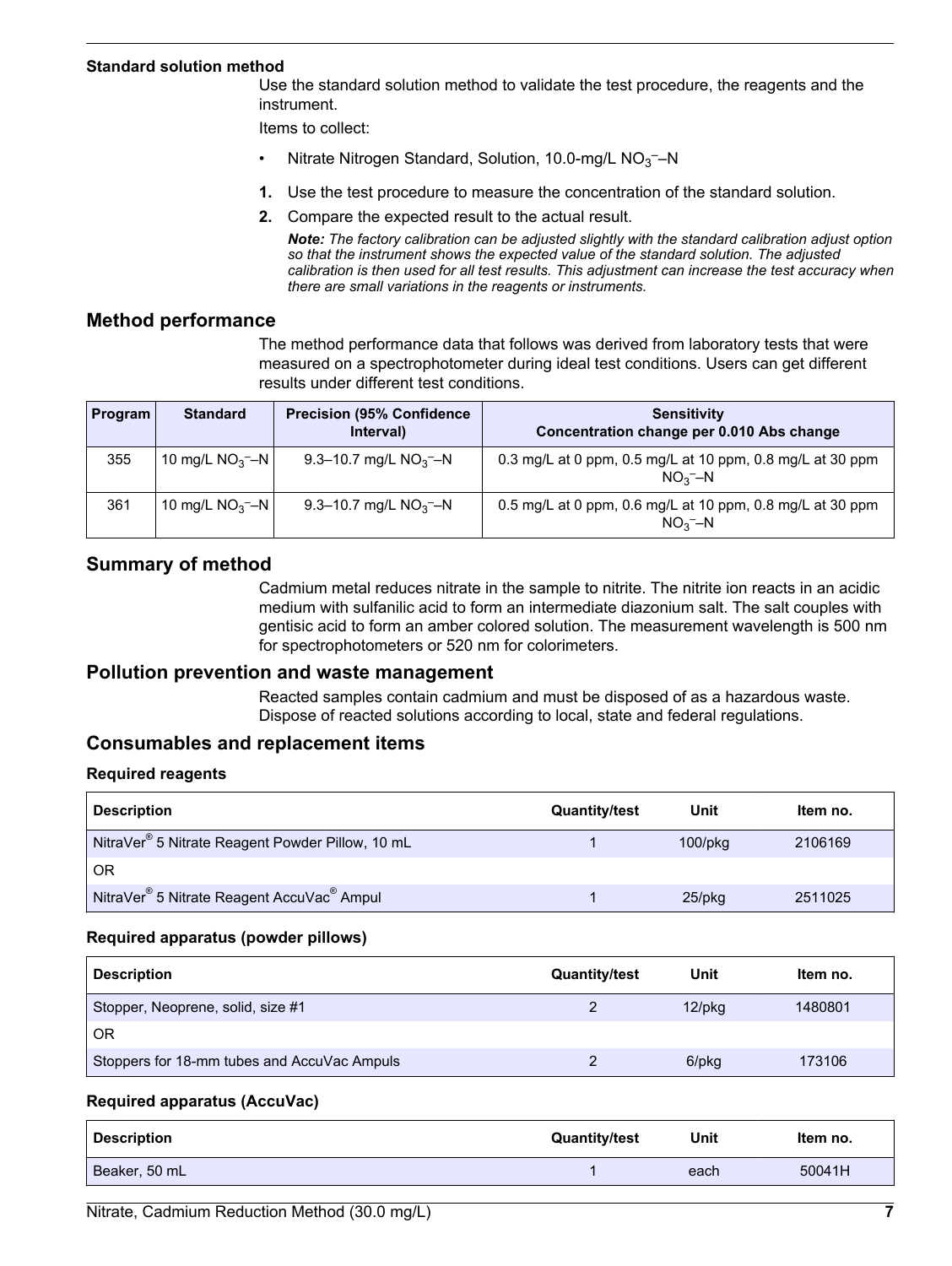### Standard solution method

Use the standard solution method to validate the test procedure, the reagents and the instrument.

Items to collect:

- Nitrate Nitrogen Standard, Solution, 10.0-mg/L $NO_3^-$–N

1. Use the test procedure to measure the concentration of the standard solution.
2. Compare the expected result to the actual result.

   ***Note:** The factory calibration can be adjusted slightly with the standard calibration adjust option so that the instrument shows the expected value of the standard solution. The adjusted calibration is then used for all test results. This adjustment can increase the test accuracy when there are small variations in the reagents or instruments.*

## Method performance

The method performance data that follows was derived from laboratory tests that were measured on a spectrophotometer during ideal test conditions. Users can get different results under different test conditions.

| Program | Standard | Precision (95% Confidence Interval) | Sensitivity Concentration change per 0.010 Abs change |
|---|---|---|---|
| 355 | 10 mg/L $NO_3^-$–N | 9.3–10.7 mg/L $NO_3^-$–N | 0.3 mg/L at 0 ppm, 0.5 mg/L at 10 ppm, 0.8 mg/L at 30 ppm $NO_3^-$–N |
| 361 | 10 mg/L $NO_3^-$–N | 9.3–10.7 mg/L $NO_3^-$–N | 0.5 mg/L at 0 ppm, 0.6 mg/L at 10 ppm, 0.8 mg/L at 30 ppm $NO_3^-$–N |

## Summary of method

Cadmium metal reduces nitrate in the sample to nitrite. The nitrite ion reacts in an acidic medium with sulfanilic acid to form an intermediate diazonium salt. The salt couples with gentisic acid to form an amber colored solution. The measurement wavelength is 500 nm for spectrophotometers or 520 nm for colorimeters.

## Pollution prevention and waste management

Reacted samples contain cadmium and must be disposed of as a hazardous waste. Dispose of reacted solutions according to local, state and federal regulations.

## Consumables and replacement items

### Required reagents

| Description | Quantity/test | Unit | Item no. |
|---|---|---|---|
| NitraVer® 5 Nitrate Reagent Powder Pillow, 10 mL | 1 | 100/pkg | 2106169 |
| OR | | | |
| NitraVer® 5 Nitrate Reagent AccuVac® Ampul | 1 | 25/pkg | 2511025 |

### Required apparatus (powder pillows)

| Description | Quantity/test | Unit | Item no. |
|---|---|---|---|
| Stopper, Neoprene, solid, size #1 | 2 | 12/pkg | 1480801 |
| OR | | | |
| Stoppers for 18-mm tubes and AccuVac Ampuls | 2 | 6/pkg | 173106 |

### Required apparatus (AccuVac)

| Description | Quantity/test | Unit | Item no. |
|---|---|---|---|
| Beaker, 50 mL | 1 | each | 50041H |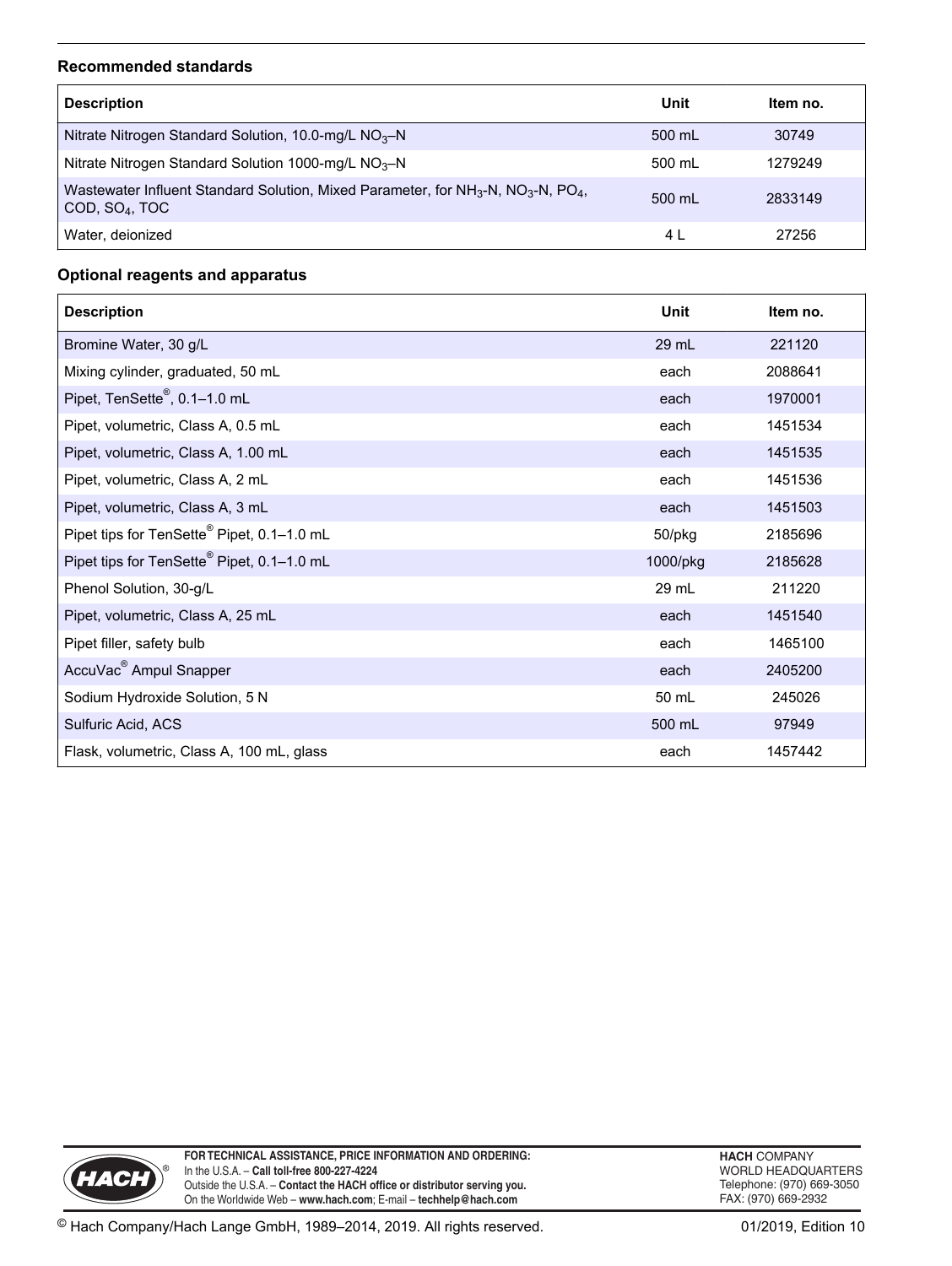### Recommended standards

| Description | Unit | Item no. |
| --- | --- | --- |
| Nitrate Nitrogen Standard Solution, 10.0-mg/L $NO_3$–N | 500 mL | 30749 |
| Nitrate Nitrogen Standard Solution 1000-mg/L $NO_3$–N | 500 mL | 1279249 |
| Wastewater Influent Standard Solution, Mixed Parameter, for $NH_3$-N, $NO_3$-N, $PO_4$, COD, $SO_4$, TOC | 500 mL | 2833149 |
| Water, deionized | 4 L | 27256 |

### Optional reagents and apparatus

| Description | Unit | Item no. |
| --- | --- | --- |
| Bromine Water, 30 g/L | 29 mL | 221120 |
| Mixing cylinder, graduated, 50 mL | each | 2088641 |
| Pipet, TenSette®, 0.1–1.0 mL | each | 1970001 |
| Pipet, volumetric, Class A, 0.5 mL | each | 1451534 |
| Pipet, volumetric, Class A, 1.00 mL | each | 1451535 |
| Pipet, volumetric, Class A, 2 mL | each | 1451536 |
| Pipet, volumetric, Class A, 3 mL | each | 1451503 |
| Pipet tips for TenSette® Pipet, 0.1–1.0 mL | 50/pkg | 2185696 |
| Pipet tips for TenSette® Pipet, 0.1–1.0 mL | 1000/pkg | 2185628 |
| Phenol Solution, 30-g/L | 29 mL | 211220 |
| Pipet, volumetric, Class A, 25 mL | each | 1451540 |
| Pipet filler, safety bulb | each | 1465100 |
| AccuVac® Ampul Snapper | each | 2405200 |
| Sodium Hydroxide Solution, 5 N | 50 mL | 245026 |
| Sulfuric Acid, ACS | 500 mL | 97949 |
| Flask, volumetric, Class A, 100 mL, glass | each | 1457442 |

**FOR TECHNICAL ASSISTANCE, PRICE INFORMATION AND ORDERING:**
In the U.S.A. – **Call toll-free 800-227-4224**
Outside the U.S.A. – **Contact the HACH office or distributor serving you.**
On the Worldwide Web – **www.hach.com**; E-mail – **techhelp@hach.com**

**HACH** COMPANY
WORLD HEADQUARTERS
Telephone: (970) 669-3050
FAX: (970) 669-2932

© Hach Company/Hach Lange GmbH, 1989–2014, 2019. All rights reserved.

01/2019, Edition 10